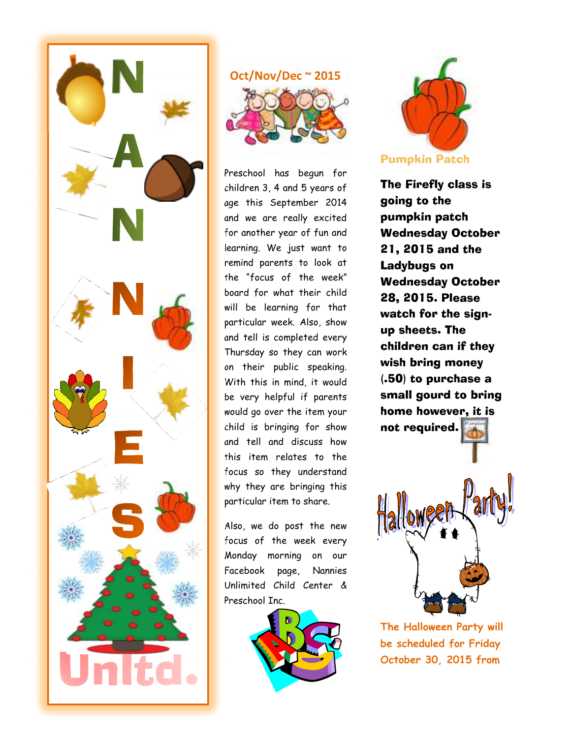# NANNIES Unltd.

## Oct/Nov/Dec ~ 2015

Preschool has begun for children 3, 4 and 5 years of age this September 2014 and we are really excited for another year of fun and learning. We just want to remind parents to look at the "focus of the week" board for what their child will be learning for that particular week. Also, show and tell is completed every Thursday so they can work on their public speaking. With this in mind, it would be very helpful if parents would go over the item your child is bringing for show and tell and discuss how this item relates to the focus so they understand why they are bringing this particular item to share.

Also, we do post the new focus of the week every Monday morning on our Facebook page, Nannies Unlimited Child Center & Preschool Inc.

## Pumpkin Patch

**The Firefly class is going to the pumpkin patch Wednesday October 21, 2015 and the Ladybugs on Wednesday October 28, 2015. Please watch for the sign-up sheets. The children can if they wish bring money (.50) to purchase a small gourd to bring home however, it is not required.**

## Halloween Party!

The Halloween Party will be scheduled for Friday October 30, 2015 from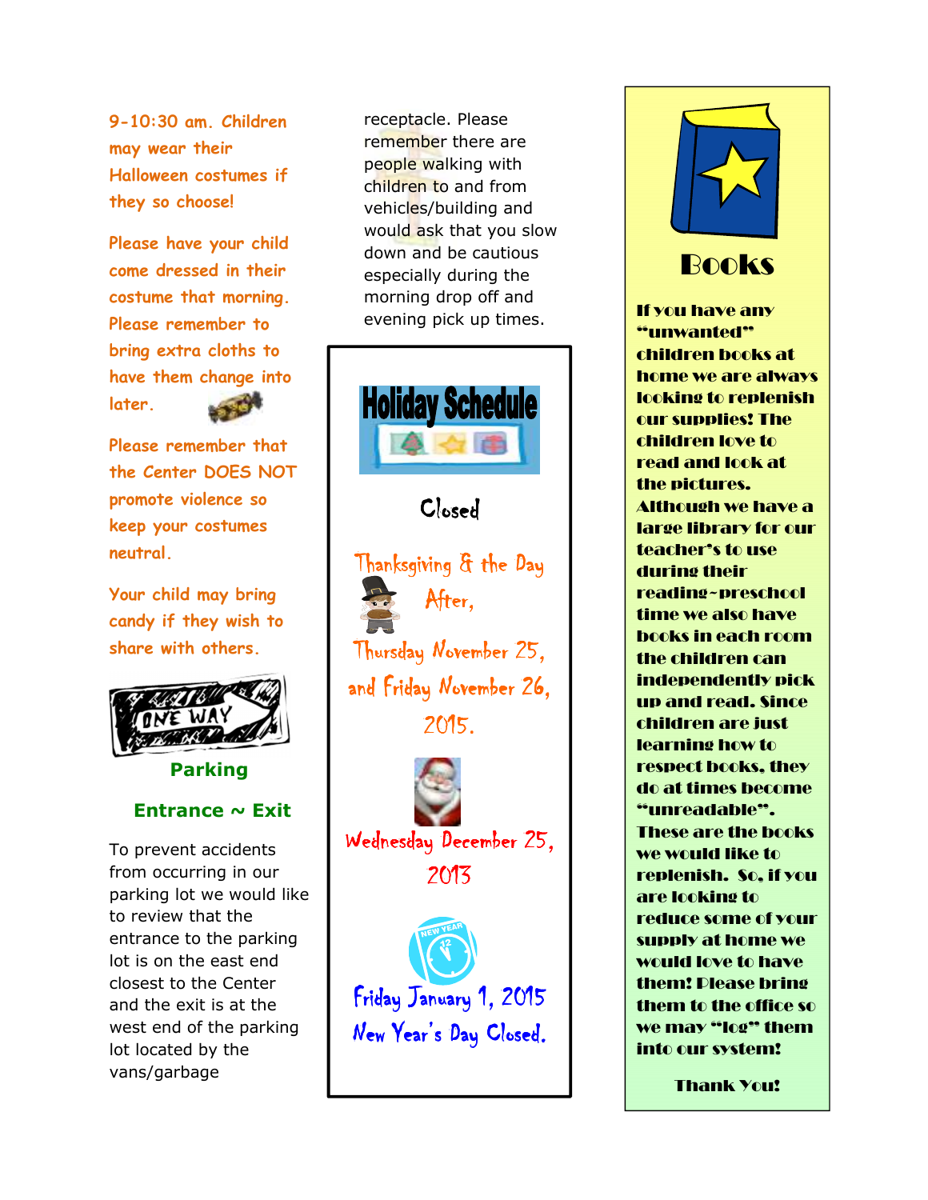9-10:30 am. Children may wear their Halloween costumes if they so choose!

Please have your child come dressed in their costume that morning. Please remember to bring extra cloths to have them change into later.

Please remember that the Center DOES NOT promote violence so keep your costumes neutral.

Your child may bring candy if they wish to share with others.

## Parking

### Entrance ~ Exit

To prevent accidents from occurring in our parking lot we would like to review that the entrance to the parking lot is on the east end closest to the Center and the exit is at the west end of the parking lot located by the vans/garbage receptacle. Please remember there are people walking with children to and from vehicles/building and would ask that you slow down and be cautious especially during the morning drop off and evening pick up times.

## Holiday Schedule

Closed

Thanksgiving & the Day After,
Thursday November 25, and Friday November 26, 2015.

Wednesday December 25, 2013

Friday January 1, 2015
New Year's Day Closed.

## Books

**If you have any "unwanted" children books at home we are always looking to replenish our supplies! The children love to read and look at the pictures. Although we have a large library for our teacher's to use during their reading~preschool time we also have books in each room the children can independently pick up and read. Since children are just learning how to respect books, they do at times become "unreadable". These are the books we would like to replenish. So, if you are looking to reduce some of your supply at home we would love to have them! Please bring them to the office so we may "log" them into our system!**

**Thank You!**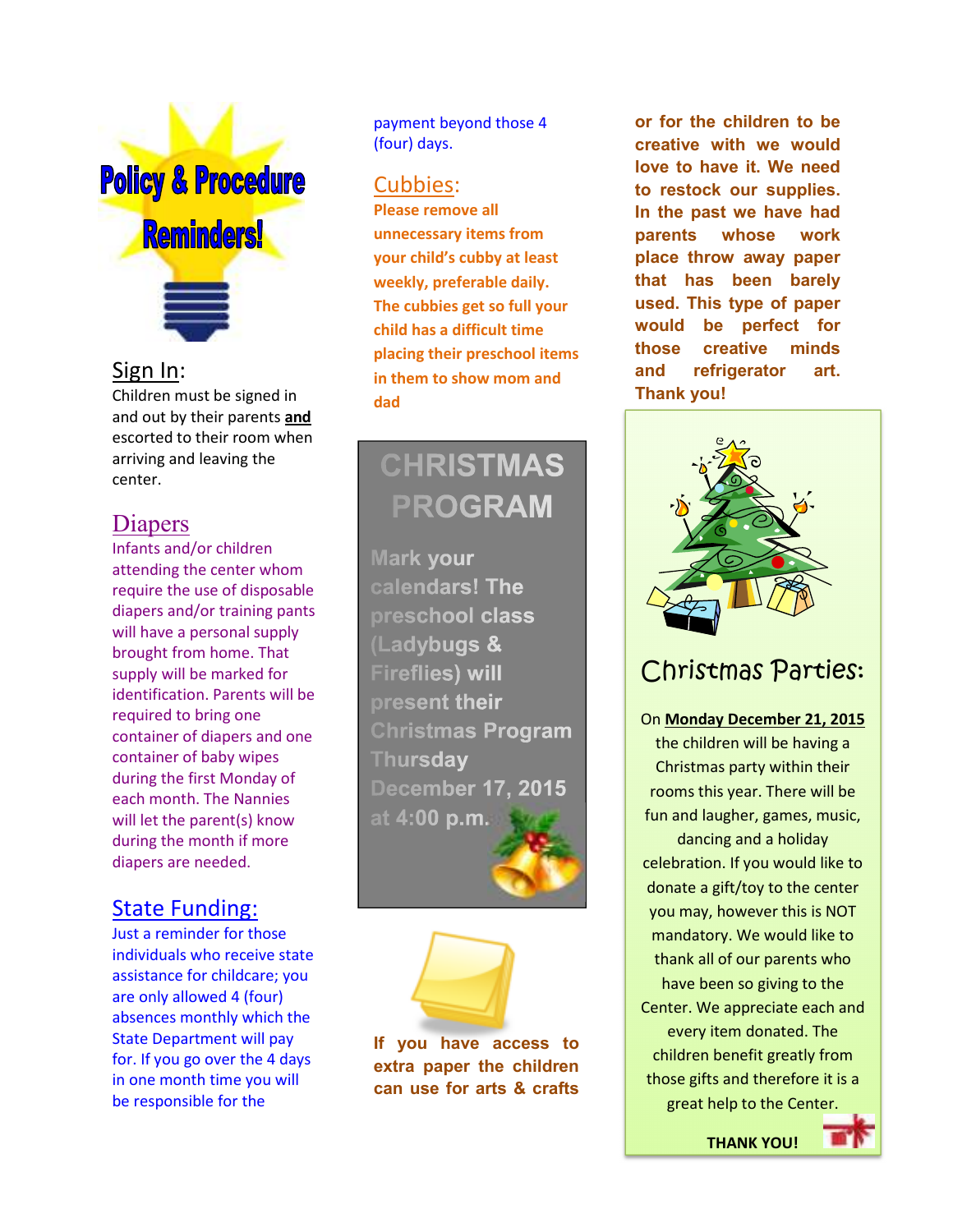# Policy & Procedure Reminders!

## Sign In:

Children must be signed in and out by their parents **and** escorted to their room when arriving and leaving the center.

## Diapers

Infants and/or children attending the center whom require the use of disposable diapers and/or training pants will have a personal supply brought from home. That supply will be marked for identification. Parents will be required to bring one container of diapers and one container of baby wipes during the first Monday of each month. The Nannies will let the parent(s) know during the month if more diapers are needed.

## State Funding:

Just a reminder for those individuals who receive state assistance for childcare; you are only allowed 4 (four) absences monthly which the State Department will pay for. If you go over the 4 days in one month time you will be responsible for the payment beyond those 4 (four) days.

## Cubbies:

**Please remove all unnecessary items from your child's cubby at least weekly, preferable daily. The cubbies get so full your child has a difficult time placing their preschool items in them to show mom and dad**

## CHRISTMAS PROGRAM

**Mark your calendars! The preschool class (Ladybugs & Fireflies) will present their Christmas Program Thursday December 17, 2015 at 4:00 p.m.**

**If you have access to extra paper the children can use for arts & crafts or for the children to be creative with we would love to have it. We need to restock our supplies. In the past we have had parents whose work place throw away paper that has been barely used. This type of paper would be perfect for those creative minds and refrigerator art. Thank you!**

## Christmas Parties:

On **Monday December 21, 2015** the children will be having a Christmas party within their rooms this year. There will be fun and laugher, games, music, dancing and a holiday celebration. If you would like to donate a gift/toy to the center you may, however this is NOT mandatory. We would like to thank all of our parents who have been so giving to the Center. We appreciate each and every item donated. The children benefit greatly from those gifts and therefore it is a great help to the Center.

**THANK YOU!**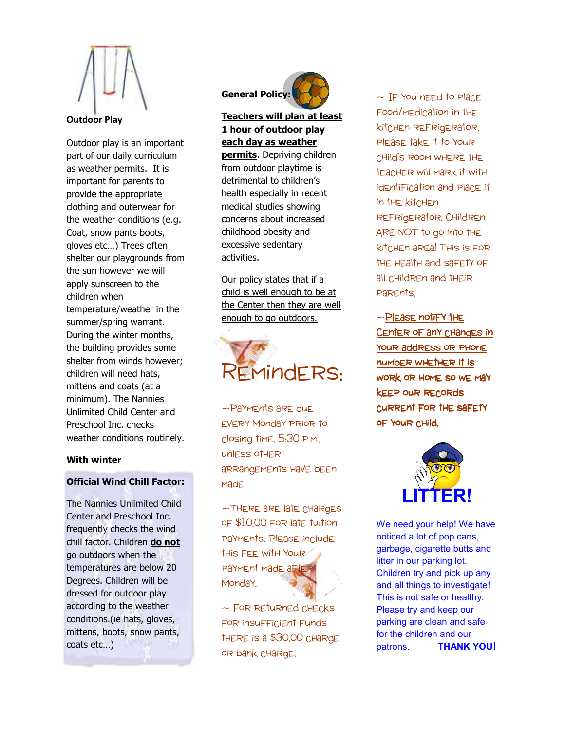## Outdoor Play

Outdoor play is an important part of our daily curriculum as weather permits. It is important for parents to provide the appropriate clothing and outerwear for the weather conditions (e.g. Coat, snow pants boots, gloves etc…) Trees often shelter our playgrounds from the sun however we will apply sunscreen to the children when temperature/weather in the summer/spring warrant. During the winter months, the building provides some shelter from winds however; children will need hats, mittens and coats (at a minimum). The Nannies Unlimited Child Center and Preschool Inc. checks weather conditions routinely.

**With winter**

**Official Wind Chill Factor:**

The Nannies Unlimited Child Center and Preschool Inc. frequently checks the wind chill factor. Children **do not** go outdoors when the temperatures are below 20 Degrees. Children will be dressed for outdoor play according to the weather conditions.(ie hats, gloves, mittens, boots, snow pants, coats etc…)

**General Policy:**

**Teachers will plan at least 1 hour of outdoor play each day as weather permits**. Depriving children from outdoor playtime is detrimental to children's health especially in recent medical studies showing concerns about increased childhood obesity and excessive sedentary activities.

Our policy states that if a child is well enough to be at the Center then they are well enough to go outdoors.

## REMINDERS:

~Payments are due EVERY Monday prior to closing time, 5:30 P.M., unless other arrangements have been made.

~There are late charges of $10.00 for late tuition payments. Please include this fee with your payment made after Monday.

~ For returned checks for insufficient funds there is a $30.00 charge or bank charge.

~ If you need to place food/medication in the kitchen refrigerator, please take it to your child's room where the teacher will mark it with identification and place it in the kitchen refrigerator. Children are NOT to go into the kitchen area! This is for the health and safety of all children and their parents.

~Please notify the Center of any changes in your address or phone number whether it is work or home so we may keep our records current for the safety of your child.

## LITTER!

We need your help! We have noticed a lot of pop cans, garbage, cigarette butts and litter in our parking lot. Children try and pick up any and all things to investigate! This is not safe or healthy. Please try and keep our parking are clean and safe for the children and our patrons. **THANK YOU!**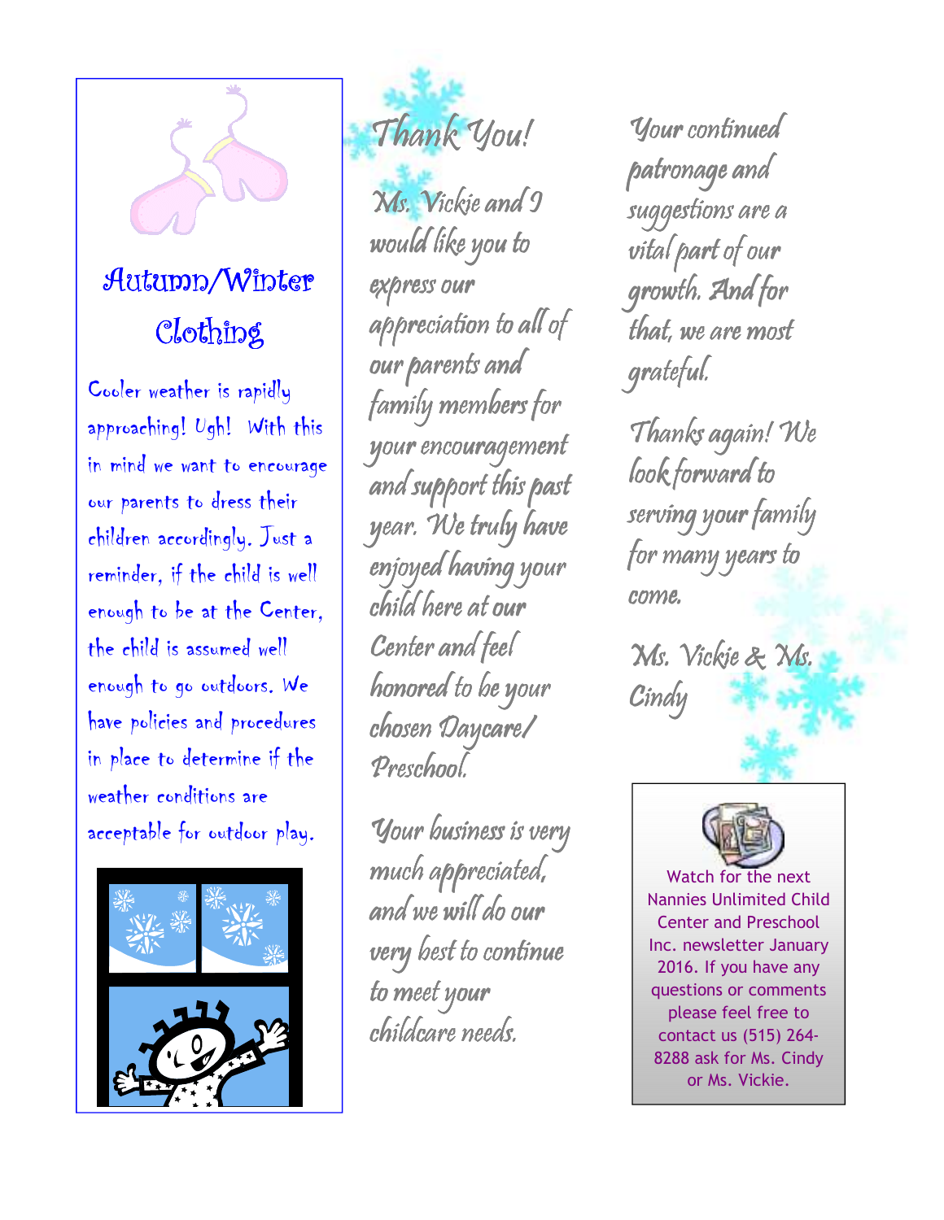## Autumn/Winter Clothing

Cooler weather is rapidly approaching! Ugh! With this in mind we want to encourage our parents to dress their children accordingly. Just a reminder, if the child is well enough to be at the Center, the child is assumed well enough to go outdoors. We have policies and procedures in place to determine if the weather conditions are acceptable for outdoor play.

## Thank You!

Ms. Vickie and I would like you to express our appreciation to all of our parents and family members for your encouragement and support this past year. We truly have enjoyed having your child here at our Center and feel honored to be your chosen Daycare/ Preschool.

Your business is very much appreciated, and we will do our very best to continue to meet your childcare needs.

Your continued patronage and suggestions are a vital part of our growth. And for that, we are most grateful.

Thanks again! We look forward to serving your family for many years to come.

Ms. Vickie & Ms. Cindy

Watch for the next Nannies Unlimited Child Center and Preschool Inc. newsletter January 2016. If you have any questions or comments please feel free to contact us (515) 264-8288 ask for Ms. Cindy or Ms. Vickie.